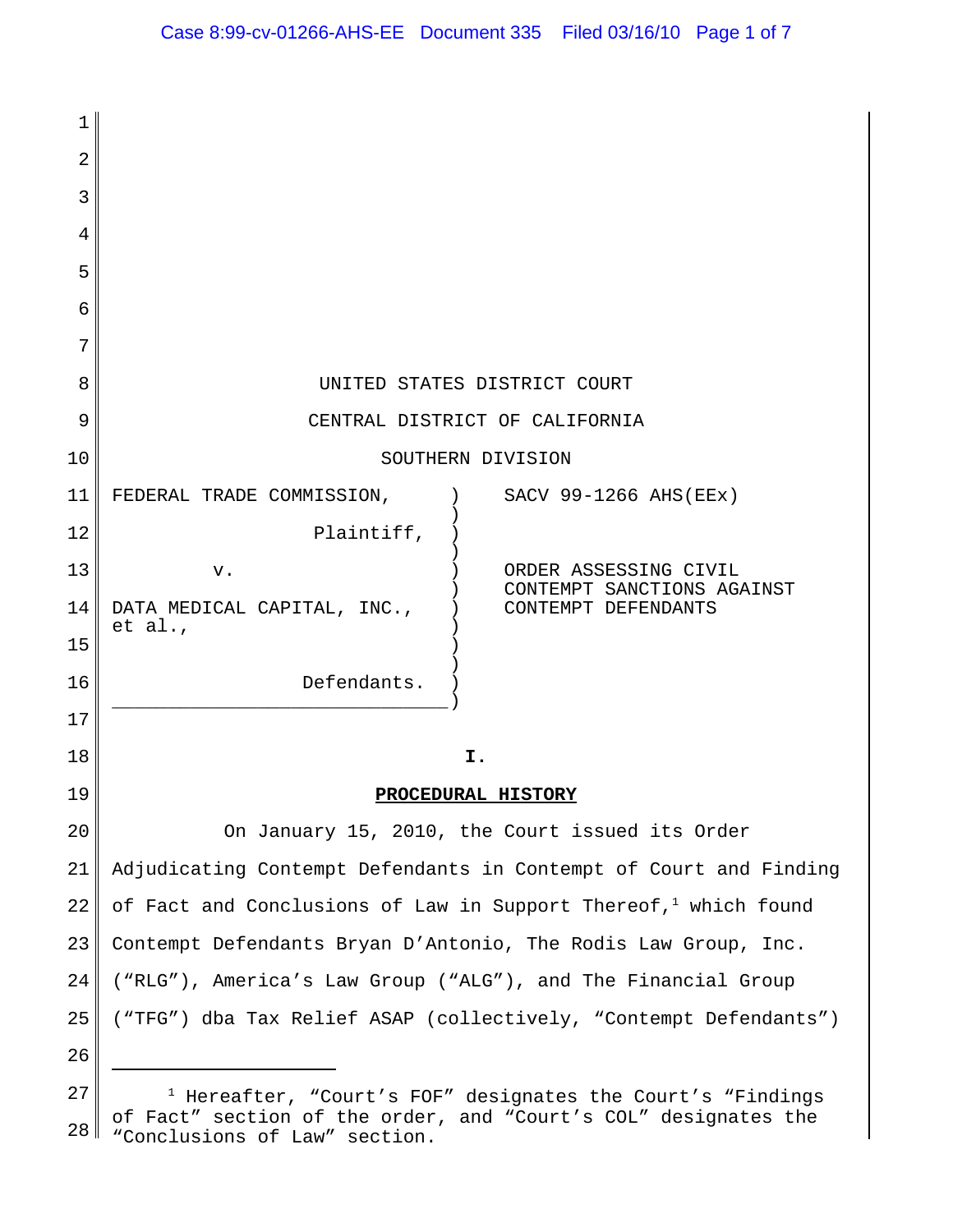UNITED STATES DISTRICT COURT

CENTRAL DISTRICT OF CALIFORNIA

SOUTHERN DIVISION

FEDERAL TRADE COMMISSION,

Plaintiff,

v.

DATA MEDICAL CAPITAL, INC., et al.,

Defendants.

SACV 99-1266 AHS(EEx)

ORDER ASSESSING CIVIL CONTEMPT SANCTIONS AGAINST CONTEMPT DEFENDANTS

## I.

## PROCEDURAL HISTORY

On January 15, 2010, the Court issued its Order Adjudicating Contempt Defendants in Contempt of Court and Finding of Fact and Conclusions of Law in Support Thereof,[1] which found Contempt Defendants Bryan D'Antonio, The Rodis Law Group, Inc. ("RLG"), America's Law Group ("ALG"), and The Financial Group ("TFG") dba Tax Relief ASAP (collectively, "Contempt Defendants")

---

[1] Hereafter, "Court's FOF" designates the Court's "Findings of Fact" section of the order, and "Court's COL" designates the "Conclusions of Law" section.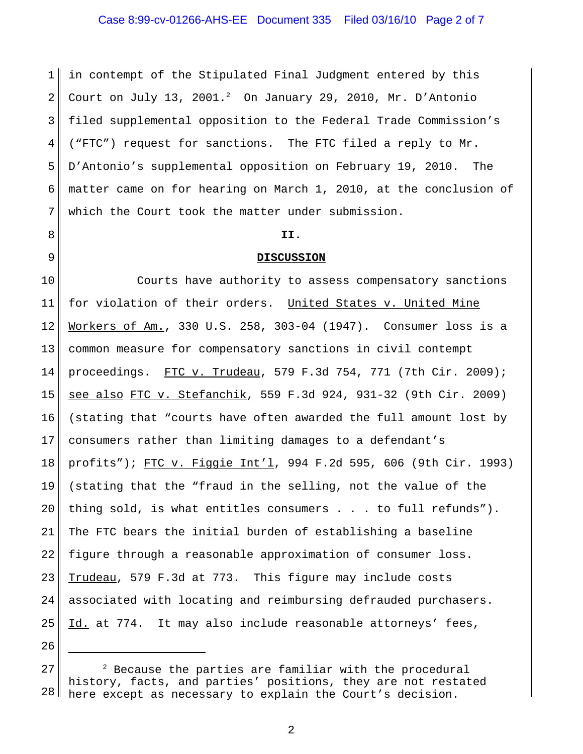in contempt of the Stipulated Final Judgment entered by this Court on July 13, 2001.[2] On January 29, 2010, Mr. D'Antonio filed supplemental opposition to the Federal Trade Commission's ("FTC") request for sanctions. The FTC filed a reply to Mr. D'Antonio's supplemental opposition on February 19, 2010. The matter came on for hearing on March 1, 2010, at the conclusion of which the Court took the matter under submission.

## II.

## DISCUSSION

Courts have authority to assess compensatory sanctions for violation of their orders. United States v. United Mine Workers of Am., 330 U.S. 258, 303-04 (1947). Consumer loss is a common measure for compensatory sanctions in civil contempt proceedings. FTC v. Trudeau, 579 F.3d 754, 771 (7th Cir. 2009); see also FTC v. Stefanchik, 559 F.3d 924, 931-32 (9th Cir. 2009) (stating that "courts have often awarded the full amount lost by consumers rather than limiting damages to a defendant's profits"); FTC v. Figgie Int'l, 994 F.2d 595, 606 (9th Cir. 1993) (stating that the "fraud in the selling, not the value of the thing sold, is what entitles consumers . . . to full refunds"). The FTC bears the initial burden of establishing a baseline figure through a reasonable approximation of consumer loss. Trudeau, 579 F.3d at 773. This figure may include costs associated with locating and reimbursing defrauded purchasers. Id. at 774. It may also include reasonable attorneys' fees,

---

[2] Because the parties are familiar with the procedural history, facts, and parties' positions, they are not restated here except as necessary to explain the Court's decision.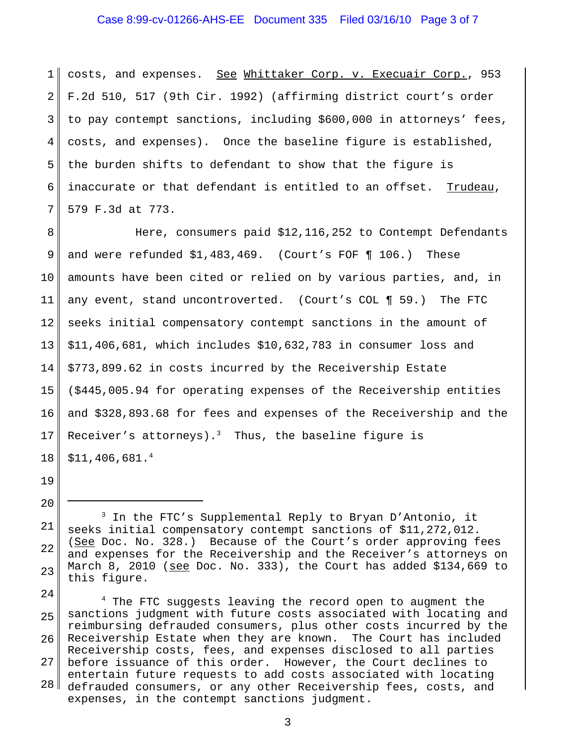costs, and expenses. See Whittaker Corp. v. Execuair Corp., 953 F.2d 510, 517 (9th Cir. 1992) (affirming district court's order to pay contempt sanctions, including $600,000 in attorneys' fees, costs, and expenses). Once the baseline figure is established, the burden shifts to defendant to show that the figure is inaccurate or that defendant is entitled to an offset. Trudeau, 579 F.3d at 773.

Here, consumers paid $12,116,252 to Contempt Defendants and were refunded $1,483,469. (Court's FOF ¶ 106.) These amounts have been cited or relied on by various parties, and, in any event, stand uncontroverted. (Court's COL ¶ 59.) The FTC seeks initial compensatory contempt sanctions in the amount of $11,406,681, which includes $10,632,783 in consumer loss and $773,899.62 in costs incurred by the Receivership Estate ($445,005.94 for operating expenses of the Receivership entities and $328,893.68 for fees and expenses of the Receivership and the Receiver's attorneys).[3] Thus, the baseline figure is $11,406,681.[4]

---

[3] In the FTC's Supplemental Reply to Bryan D'Antonio, it seeks initial compensatory contempt sanctions of $11,272,012. (See Doc. No. 328.) Because of the Court's order approving fees and expenses for the Receivership and the Receiver's attorneys on March 8, 2010 (see Doc. No. 333), the Court has added $134,669 to this figure.

[4] The FTC suggests leaving the record open to augment the sanctions judgment with future costs associated with locating and reimbursing defrauded consumers, plus other costs incurred by the Receivership Estate when they are known. The Court has included Receivership costs, fees, and expenses disclosed to all parties before issuance of this order. However, the Court declines to entertain future requests to add costs associated with locating defrauded consumers, or any other Receivership fees, costs, and expenses, in the contempt sanctions judgment.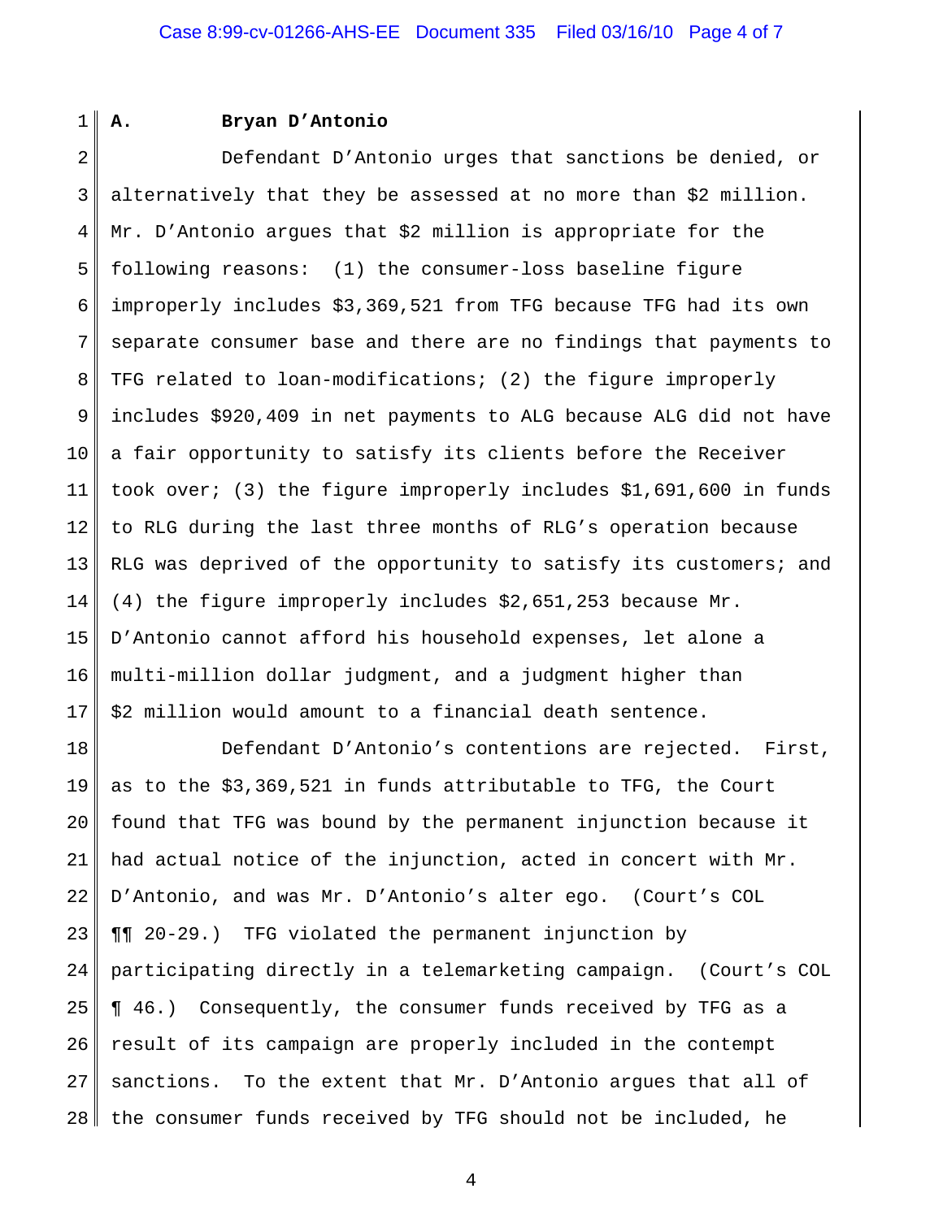**A. Bryan D'Antonio**

Defendant D'Antonio urges that sanctions be denied, or alternatively that they be assessed at no more than $2 million. Mr. D'Antonio argues that $2 million is appropriate for the following reasons: (1) the consumer-loss baseline figure improperly includes $3,369,521 from TFG because TFG had its own separate consumer base and there are no findings that payments to TFG related to loan-modifications; (2) the figure improperly includes $920,409 in net payments to ALG because ALG did not have a fair opportunity to satisfy its clients before the Receiver took over; (3) the figure improperly includes $1,691,600 in funds to RLG during the last three months of RLG's operation because RLG was deprived of the opportunity to satisfy its customers; and (4) the figure improperly includes $2,651,253 because Mr. D'Antonio cannot afford his household expenses, let alone a multi-million dollar judgment, and a judgment higher than $2 million would amount to a financial death sentence.

Defendant D'Antonio's contentions are rejected. First, as to the $3,369,521 in funds attributable to TFG, the Court found that TFG was bound by the permanent injunction because it had actual notice of the injunction, acted in concert with Mr. D'Antonio, and was Mr. D'Antonio's alter ego. (Court's COL ¶¶ 20-29.) TFG violated the permanent injunction by participating directly in a telemarketing campaign. (Court's COL ¶ 46.) Consequently, the consumer funds received by TFG as a result of its campaign are properly included in the contempt sanctions. To the extent that Mr. D'Antonio argues that all of the consumer funds received by TFG should not be included, he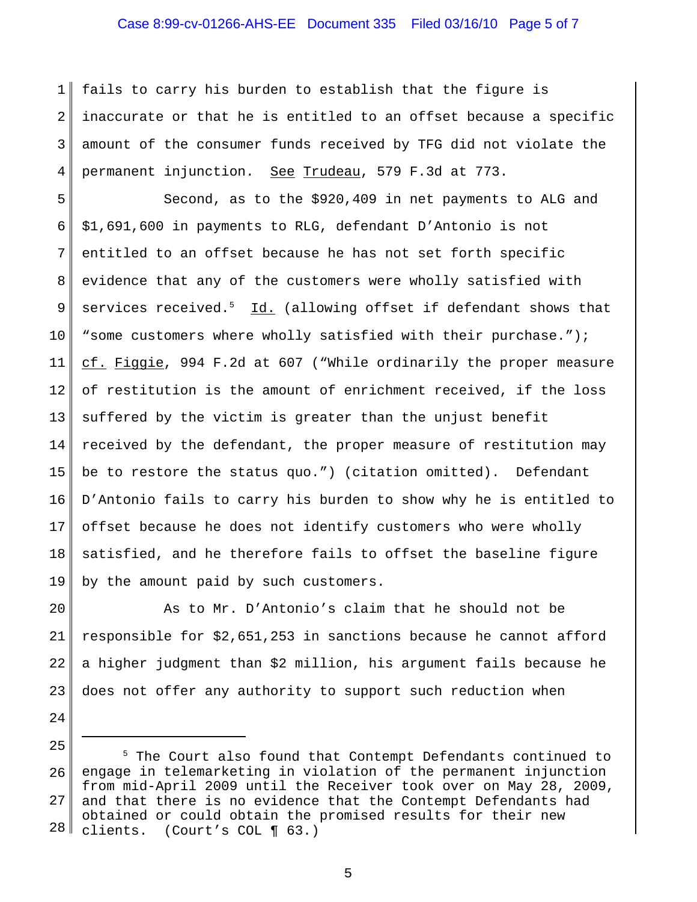fails to carry his burden to establish that the figure is inaccurate or that he is entitled to an offset because a specific amount of the consumer funds received by TFG did not violate the permanent injunction. See Trudeau, 579 F.3d at 773.

Second, as to the $920,409 in net payments to ALG and $1,691,600 in payments to RLG, defendant D'Antonio is not entitled to an offset because he has not set forth specific evidence that any of the customers were wholly satisfied with services received.[5] Id. (allowing offset if defendant shows that "some customers where wholly satisfied with their purchase."); cf. Figgie, 994 F.2d at 607 ("While ordinarily the proper measure of restitution is the amount of enrichment received, if the loss suffered by the victim is greater than the unjust benefit received by the defendant, the proper measure of restitution may be to restore the status quo.") (citation omitted). Defendant D'Antonio fails to carry his burden to show why he is entitled to offset because he does not identify customers who were wholly satisfied, and he therefore fails to offset the baseline figure by the amount paid by such customers.

As to Mr. D'Antonio's claim that he should not be responsible for $2,651,253 in sanctions because he cannot afford a higher judgment than $2 million, his argument fails because he does not offer any authority to support such reduction when

---

[5] The Court also found that Contempt Defendants continued to engage in telemarketing in violation of the permanent injunction from mid-April 2009 until the Receiver took over on May 28, 2009, and that there is no evidence that the Contempt Defendants had obtained or could obtain the promised results for their new clients. (Court's COL ¶ 63.)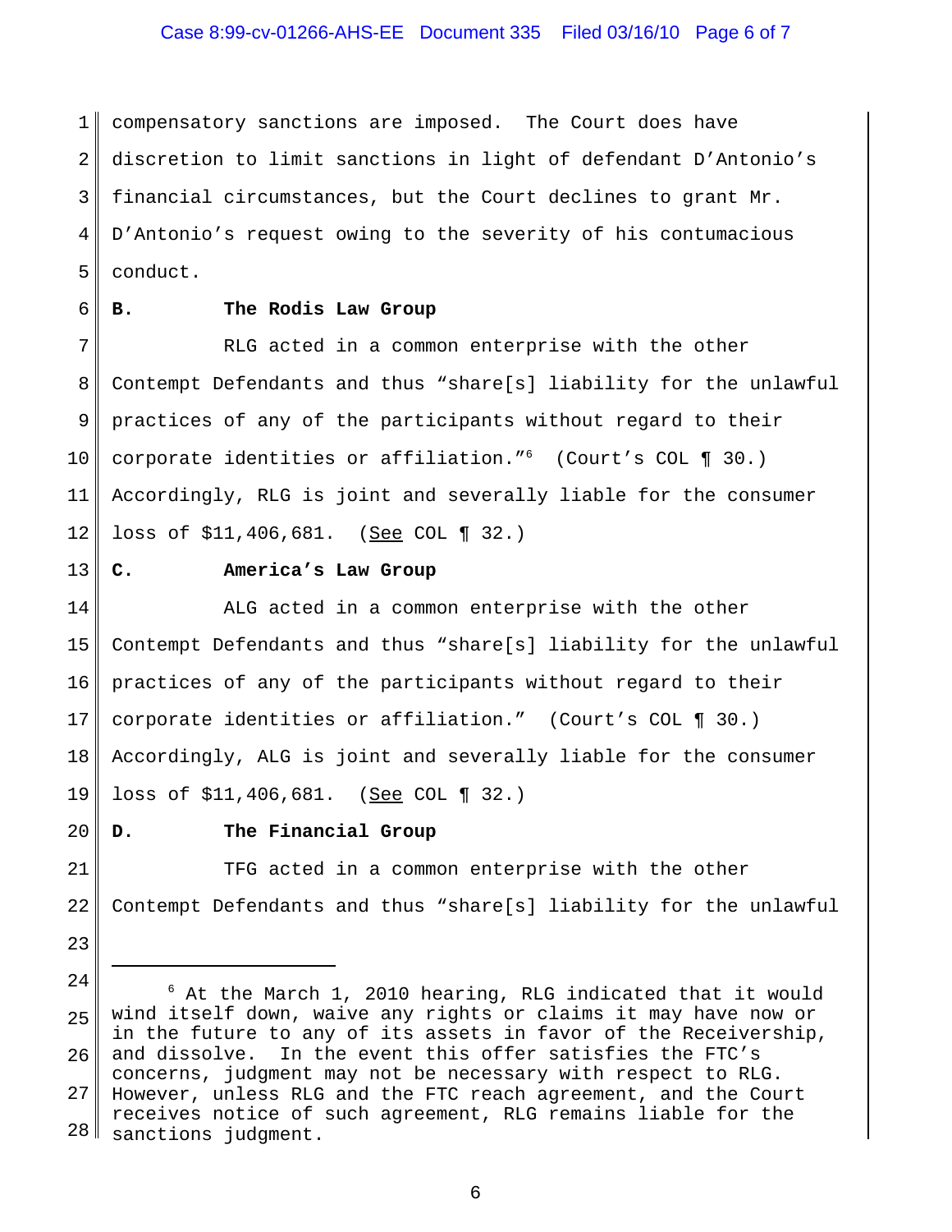compensatory sanctions are imposed. The Court does have discretion to limit sanctions in light of defendant D'Antonio's financial circumstances, but the Court declines to grant Mr. D'Antonio's request owing to the severity of his contumacious conduct.

**B. The Rodis Law Group**

RLG acted in a common enterprise with the other Contempt Defendants and thus "share[s] liability for the unlawful practices of any of the participants without regard to their corporate identities or affiliation."[6] (Court's COL ¶ 30.) Accordingly, RLG is joint and severally liable for the consumer loss of $11,406,681. (See COL ¶ 32.)

**C. America's Law Group**

ALG acted in a common enterprise with the other Contempt Defendants and thus "share[s] liability for the unlawful practices of any of the participants without regard to their corporate identities or affiliation." (Court's COL ¶ 30.) Accordingly, ALG is joint and severally liable for the consumer loss of $11,406,681. (See COL ¶ 32.)

**D. The Financial Group**

TFG acted in a common enterprise with the other Contempt Defendants and thus "share[s] liability for the unlawful

---

[6] At the March 1, 2010 hearing, RLG indicated that it would wind itself down, waive any rights or claims it may have now or in the future to any of its assets in favor of the Receivership, and dissolve. In the event this offer satisfies the FTC's concerns, judgment may not be necessary with respect to RLG. However, unless RLG and the FTC reach agreement, and the Court receives notice of such agreement, RLG remains liable for the sanctions judgment.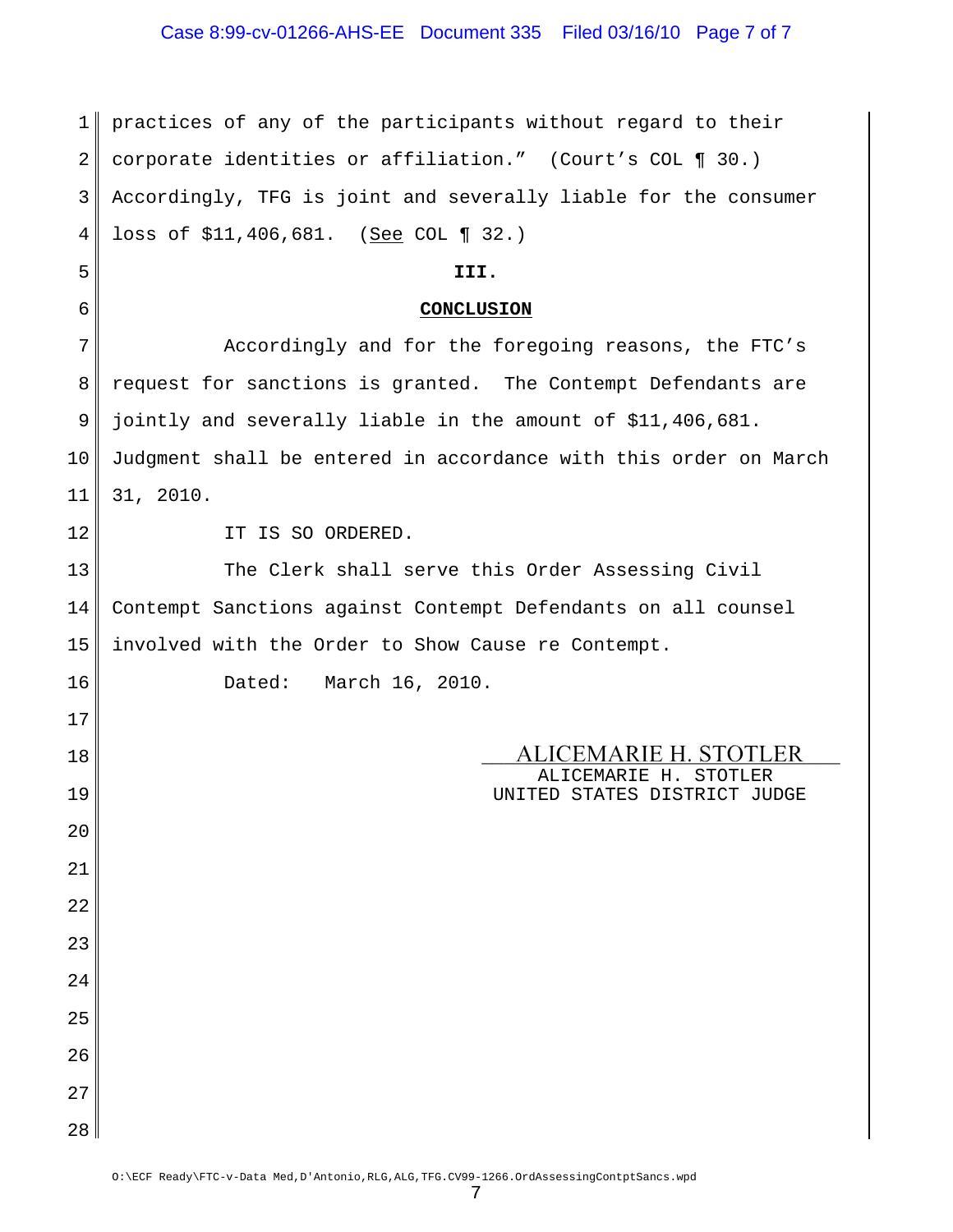practices of any of the participants without regard to their corporate identities or affiliation." (Court's COL ¶ 30.) Accordingly, TFG is joint and severally liable for the consumer loss of $11,406,681. (See COL ¶ 32.)

**III.**

**CONCLUSION**

Accordingly and for the foregoing reasons, the FTC's request for sanctions is granted. The Contempt Defendants are jointly and severally liable in the amount of $11,406,681. Judgment shall be entered in accordance with this order on March 31, 2010.

IT IS SO ORDERED.

The Clerk shall serve this Order Assessing Civil Contempt Sanctions against Contempt Defendants on all counsel involved with the Order to Show Cause re Contempt.

Dated: March 16, 2010.

ALICEMARIE H. STOTLER

ALICEMARIE H. STOTLER
UNITED STATES DISTRICT JUDGE

O:\ECF Ready\FTC-v-Data Med,D'Antonio,RLG,ALG,TFG.CV99-1266.OrdAssessingContptSancs.wpd